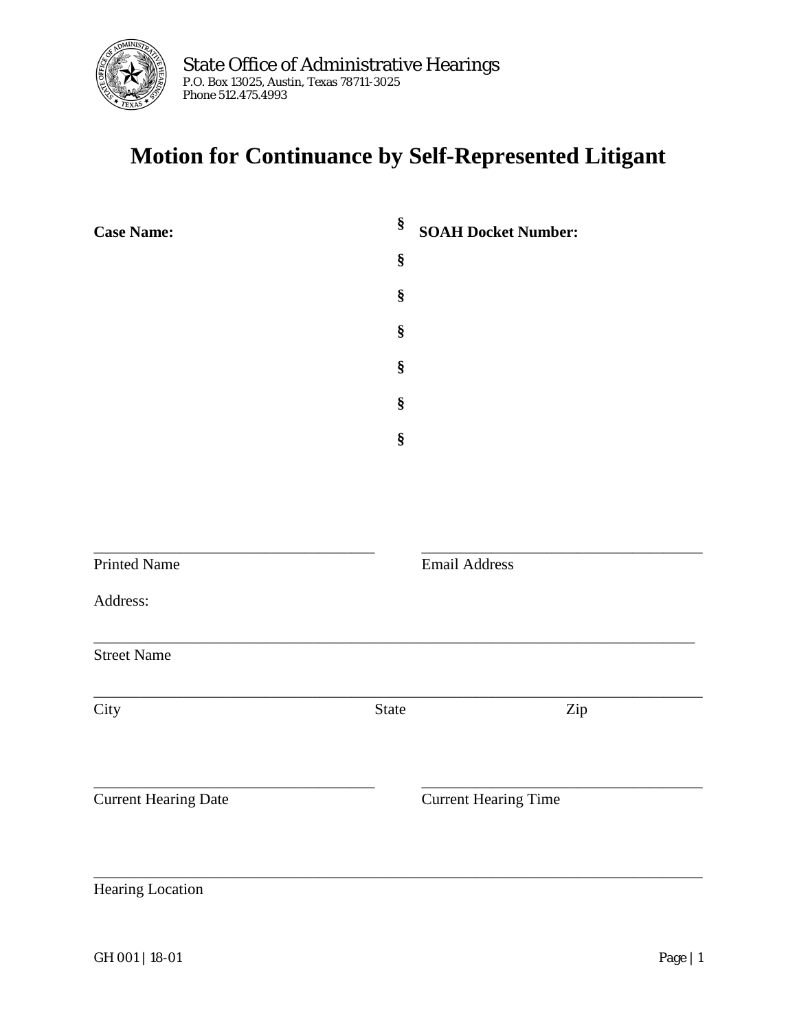State Office of Administrative Hearings
P.O. Box 13025, Austin, Texas 78711-3025
Phone 512.475.4993

# Motion for Continuance by Self-Represented Litigant

| **Case Name:** | § | **SOAH Docket Number:** |
| --- | --- | --- |
| | § | |
| | § | |
| | § | |
| | § | |
| | § | |
| | § | |

\_\_\_\_\_\_\_\_\_\_\_\_\_\_\_\_\_\_\_\_\_\_\_\_\_\_\_\_\_\_\_\_\_\_\_ \_\_\_\_\_\_\_\_\_\_\_\_\_\_\_\_\_\_\_\_\_\_\_\_\_\_\_\_\_\_\_\_\_\_\_
Printed Name Email Address

Address:

\_\_\_\_\_\_\_\_\_\_\_\_\_\_\_\_\_\_\_\_\_\_\_\_\_\_\_\_\_\_\_\_\_\_\_\_\_\_\_\_\_\_\_\_\_\_\_\_\_\_\_\_\_\_\_\_\_\_\_\_\_\_\_\_\_\_\_\_\_\_\_\_\_
Street Name

\_\_\_\_\_\_\_\_\_\_\_\_\_\_\_\_\_\_\_\_\_\_\_\_\_\_\_\_\_\_\_\_\_\_\_\_\_\_\_\_\_\_\_\_\_\_\_\_\_\_\_\_\_\_\_\_\_\_\_\_\_\_\_\_\_\_\_\_\_\_\_\_\_
City State Zip

\_\_\_\_\_\_\_\_\_\_\_\_\_\_\_\_\_\_\_\_\_\_\_\_\_\_\_\_\_\_\_\_\_\_\_ \_\_\_\_\_\_\_\_\_\_\_\_\_\_\_\_\_\_\_\_\_\_\_\_\_\_\_\_\_\_\_\_\_\_\_
Current Hearing Date Current Hearing Time

\_\_\_\_\_\_\_\_\_\_\_\_\_\_\_\_\_\_\_\_\_\_\_\_\_\_\_\_\_\_\_\_\_\_\_\_\_\_\_\_\_\_\_\_\_\_\_\_\_\_\_\_\_\_\_\_\_\_\_\_\_\_\_\_\_\_\_\_\_\_\_\_\_
Hearing Location

GH 001 | 18-01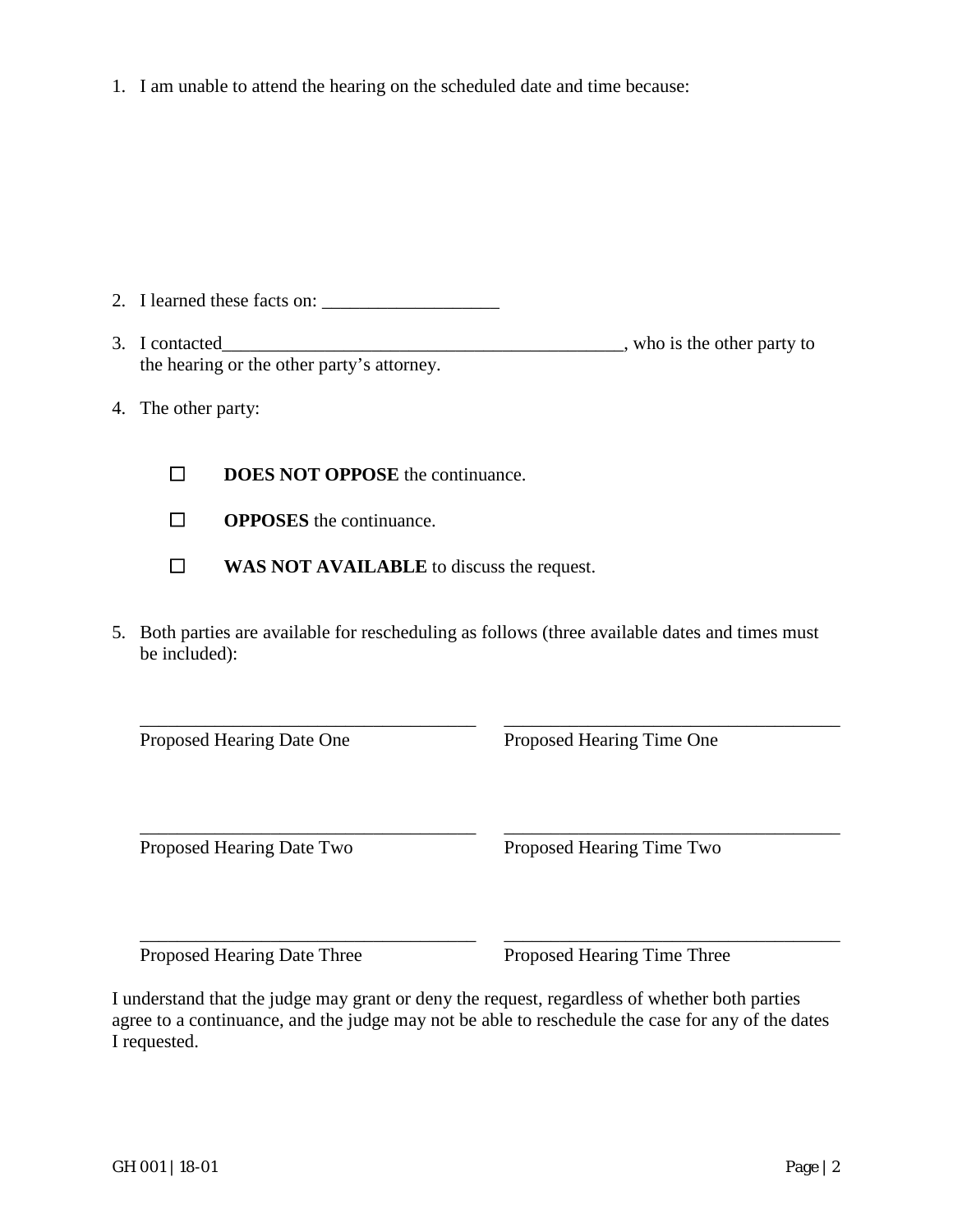1. I am unable to attend the hearing on the scheduled date and time because:

2. I learned these facts on: ___________________

3. I contacted____________________________________________, who is the other party to the hearing or the other party's attorney.

4. The other party:

   ☐ **DOES NOT OPPOSE** the continuance.

   ☐ **OPPOSES** the continuance.

   ☐ **WAS NOT AVAILABLE** to discuss the request.

5. Both parties are available for rescheduling as follows (three available dates and times must be included):

| ___________________________________ | ___________________________________ |
|---|---|
| Proposed Hearing Date One | Proposed Hearing Time One |
| ___________________________________ | ___________________________________ |
| Proposed Hearing Date Two | Proposed Hearing Time Two |
| ___________________________________ | ___________________________________ |
| Proposed Hearing Date Three | Proposed Hearing Time Three |

I understand that the judge may grant or deny the request, regardless of whether both parties agree to a continuance, and the judge may not be able to reschedule the case for any of the dates I requested.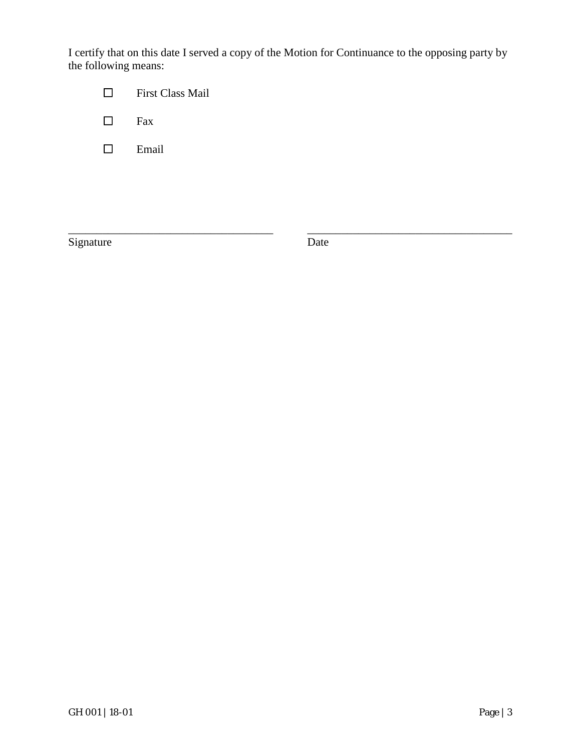I certify that on this date I served a copy of the Motion for Continuance to the opposing party by the following means:

- ☐ First Class Mail
- ☐ Fax
- ☐ Email

_____________________________________ _____________________________________

Signature Date